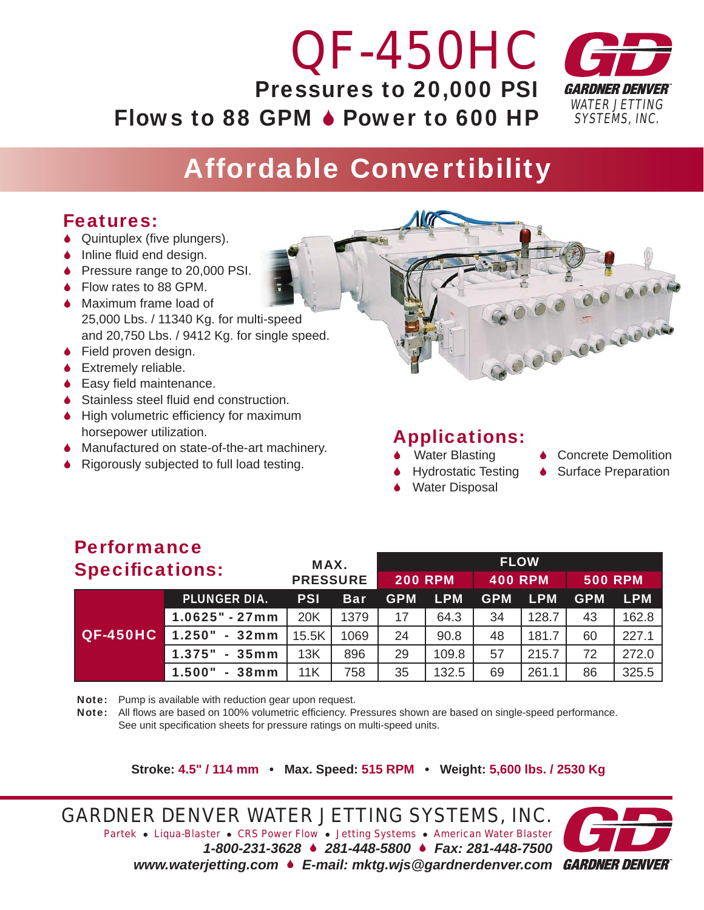# QF-450HC

**Pressures to 20,000 PSI**

**Flows to 88 GPM ♦ Power to 600 HP**

GARDNER DENVER
WATER JETTING SYSTEMS, INC.

## Affordable Convertibility

### Features:

- Quintuplex (five plungers).
- Inline fluid end design.
- Pressure range to 20,000 PSI.
- Flow rates to 88 GPM.
- Maximum frame load of 25,000 Lbs. / 11340 Kg. for multi-speed and 20,750 Lbs. / 9412 Kg. for single speed.
- Field proven design.
- Extremely reliable.
- Easy field maintenance.
- Stainless steel fluid end construction.
- High volumetric efficiency for maximum horsepower utilization.
- Manufactured on state-of-the-art machinery.
- Rigorously subjected to full load testing.

### Applications:

- Water Blasting
- Hydrostatic Testing
- Water Disposal
- Concrete Demolition
- Surface Preparation

### Performance Specifications:

| | | MAX. PRESSURE | | FLOW | | | | | |
|---|---|---|---|---|---|---|---|---|---|
| | | | | 200 RPM | | 400 RPM | | 500 RPM | |
| | PLUNGER DIA. | PSI | Bar | GPM | LPM | GPM | LPM | GPM | LPM |
| QF-450HC | 1.0625" - 27mm | 20K | 1379 | 17 | 64.3 | 34 | 128.7 | 43 | 162.8 |
| | 1.250" - 32mm | 15.5K | 1069 | 24 | 90.8 | 48 | 181.7 | 60 | 227.1 |
| | 1.375" - 35mm | 13K | 896 | 29 | 109.8 | 57 | 215.7 | 72 | 272.0 |
| | 1.500" - 38mm | 11K | 758 | 35 | 132.5 | 69 | 261.1 | 86 | 325.5 |

**Note:** Pump is available with reduction gear upon request.

**Note:** All flows are based on 100% volumetric efficiency. Pressures shown are based on single-speed performance. See unit specification sheets for pressure ratings on multi-speed units.

**Stroke:** 4.5" / 114 mm • **Max. Speed:** 515 RPM • **Weight:** 5,600 lbs. / 2530 Kg

GARDNER DENVER WATER JETTING SYSTEMS, INC.

Partek • Liqua-Blaster • CRS Power Flow • Jetting Systems • American Water Blaster

*1-800-231-3628 ♦ 281-448-5800 ♦ Fax: 281-448-7500*

*www.waterjetting.com ♦ E-mail: mktg.wjs@gardnerdenver.com*

GARDNER DENVER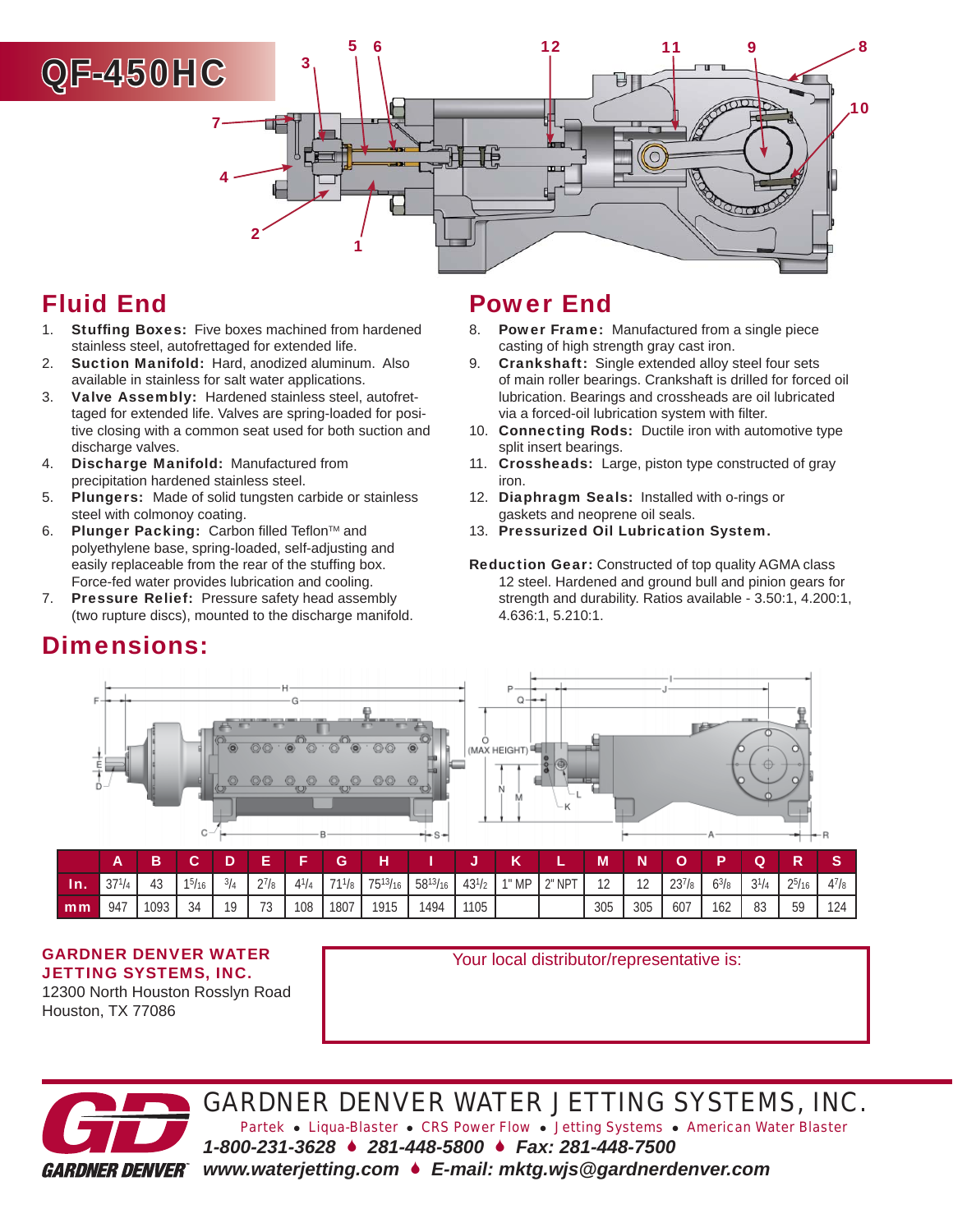# QF-450HC

## Fluid End

1. **Stuffing Boxes:** Five boxes machined from hardened stainless steel, autofrettaged for extended life.
2. **Suction Manifold:** Hard, anodized aluminum. Also available in stainless for salt water applications.
3. **Valve Assembly:** Hardened stainless steel, autofrettaged for extended life. Valves are spring-loaded for positive closing with a common seat used for both suction and discharge valves.
4. **Discharge Manifold:** Manufactured from precipitation hardened stainless steel.
5. **Plungers:** Made of solid tungsten carbide or stainless steel with colmonoy coating.
6. **Plunger Packing:** Carbon filled Teflon™ and polyethylene base, spring-loaded, self-adjusting and easily replaceable from the rear of the stuffing box. Force-fed water provides lubrication and cooling.
7. **Pressure Relief:** Pressure safety head assembly (two rupture discs), mounted to the discharge manifold.

## Power End

8. **Power Frame:** Manufactured from a single piece casting of high strength gray cast iron.
9. **Crankshaft:** Single extended alloy steel four sets of main roller bearings. Crankshaft is drilled for forced oil lubrication. Bearings and crossheads are oil lubricated via a forced-oil lubrication system with filter.
10. **Connecting Rods:** Ductile iron with automotive type split insert bearings.
11. **Crossheads:** Large, piston type constructed of gray iron.
12. **Diaphragm Seals:** Installed with o-rings or gaskets and neoprene oil seals.
13. **Pressurized Oil Lubrication System.**

**Reduction Gear:** Constructed of top quality AGMA class 12 steel. Hardened and ground bull and pinion gears for strength and durability. Ratios available - 3.50:1, 4.200:1, 4.636:1, 5.210:1.

## Dimensions:

| | A | B | C | D | E | F | G | H | I | J | K | L | M | N | O | P | Q | R | S |
|---|---|---|---|---|---|---|---|---|---|---|---|---|---|---|---|---|---|---|---|
| **In.** | 37 1/4 | 43 | 1 5/16 | 3/4 | 2 7/8 | 4 1/4 | 71 1/8 | 75 13/16 | 58 13/16 | 43 1/2 | 1" MP | 2" NPT | 12 | 12 | 23 7/8 | 6 3/8 | 3 1/4 | 2 5/16 | 4 7/8 |
| **mm** | 947 | 1093 | 34 | 19 | 73 | 108 | 1807 | 1915 | 1494 | 1105 | | | 305 | 305 | 607 | 162 | 83 | 59 | 124 |

**GARDNER DENVER WATER JETTING SYSTEMS, INC.**
12300 North Houston Rosslyn Road
Houston, TX 77086

Your local distributor/representative is:

GARDNER DENVER WATER JETTING SYSTEMS, INC.
Partek • Liqua-Blaster • CRS Power Flow • Jetting Systems • American Water Blaster
1-800-231-3628 • 281-448-5800 • Fax: 281-448-7500
www.waterjetting.com • E-mail: mktg.wjs@gardnerdenver.com